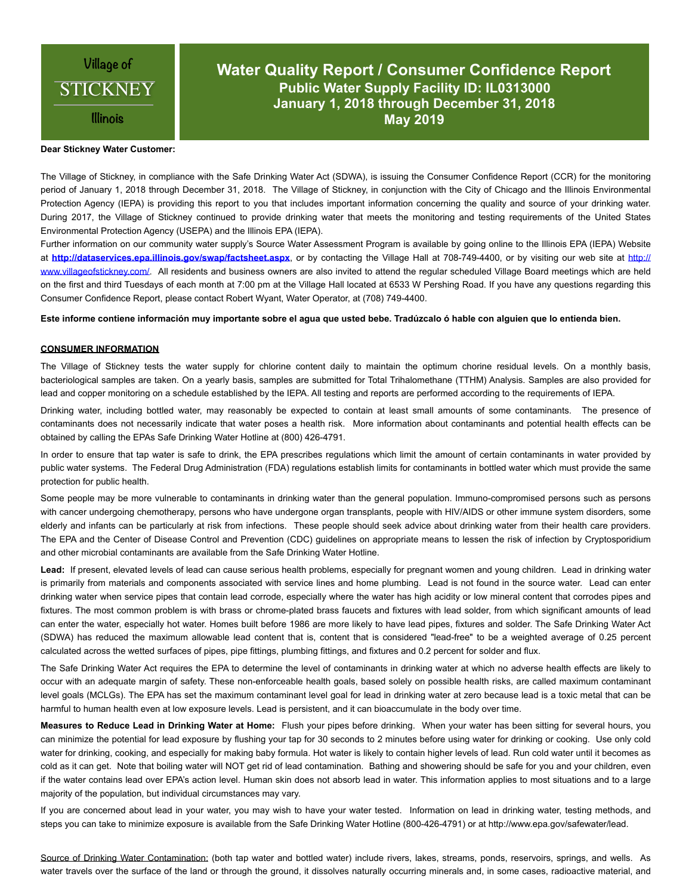Village of

STICKNEY

Illinois

# Water Quality Report / Consumer Confidence Report

## Public Water Supply Facility ID: IL0313000

## January 1, 2018 through December 31, 2018

## May 2019

**Dear Stickney Water Customer:**

The Village of Stickney, in compliance with the Safe Drinking Water Act (SDWA), is issuing the Consumer Confidence Report (CCR) for the monitoring period of January 1, 2018 through December 31, 2018. The Village of Stickney, in conjunction with the City of Chicago and the Illinois Environmental Protection Agency (IEPA) is providing this report to you that includes important information concerning the quality and source of your drinking water. During 2017, the Village of Stickney continued to provide drinking water that meets the monitoring and testing requirements of the United States Environmental Protection Agency (USEPA) and the Illinois EPA (IEPA).

Further information on our community water supply's Source Water Assessment Program is available by going online to the Illinois EPA (IEPA) Website at **http://dataservices.epa.illinois.gov/swap/factsheet.aspx**, or by contacting the Village Hall at 708-749-4400, or by visiting our web site at http://www.villageofstickney.com/. All residents and business owners are also invited to attend the regular scheduled Village Board meetings which are held on the first and third Tuesdays of each month at 7:00 pm at the Village Hall located at 6533 W Pershing Road. If you have any questions regarding this Consumer Confidence Report, please contact Robert Wyant, Water Operator, at (708) 749-4400.

**Este informe contiene información muy importante sobre el agua que usted bebe. Tradúzcalo ó hable con alguien que lo entienda bien.**

## CONSUMER INFORMATION

The Village of Stickney tests the water supply for chlorine content daily to maintain the optimum chorine residual levels. On a monthly basis, bacteriological samples are taken. On a yearly basis, samples are submitted for Total Trihalomethane (TTHM) Analysis. Samples are also provided for lead and copper monitoring on a schedule established by the IEPA. All testing and reports are performed according to the requirements of IEPA.

Drinking water, including bottled water, may reasonably be expected to contain at least small amounts of some contaminants. The presence of contaminants does not necessarily indicate that water poses a health risk. More information about contaminants and potential health effects can be obtained by calling the EPAs Safe Drinking Water Hotline at (800) 426-4791.

In order to ensure that tap water is safe to drink, the EPA prescribes regulations which limit the amount of certain contaminants in water provided by public water systems. The Federal Drug Administration (FDA) regulations establish limits for contaminants in bottled water which must provide the same protection for public health.

Some people may be more vulnerable to contaminants in drinking water than the general population. Immuno-compromised persons such as persons with cancer undergoing chemotherapy, persons who have undergone organ transplants, people with HIV/AIDS or other immune system disorders, some elderly and infants can be particularly at risk from infections. These people should seek advice about drinking water from their health care providers. The EPA and the Center of Disease Control and Prevention (CDC) guidelines on appropriate means to lessen the risk of infection by Cryptosporidium and other microbial contaminants are available from the Safe Drinking Water Hotline.

**Lead:** If present, elevated levels of lead can cause serious health problems, especially for pregnant women and young children. Lead in drinking water is primarily from materials and components associated with service lines and home plumbing. Lead is not found in the source water. Lead can enter drinking water when service pipes that contain lead corrode, especially where the water has high acidity or low mineral content that corrodes pipes and fixtures. The most common problem is with brass or chrome-plated brass faucets and fixtures with lead solder, from which significant amounts of lead can enter the water, especially hot water. Homes built before 1986 are more likely to have lead pipes, fixtures and solder. The Safe Drinking Water Act (SDWA) has reduced the maximum allowable lead content that is, content that is considered "lead-free" to be a weighted average of 0.25 percent calculated across the wetted surfaces of pipes, pipe fittings, plumbing fittings, and fixtures and 0.2 percent for solder and flux.

The Safe Drinking Water Act requires the EPA to determine the level of contaminants in drinking water at which no adverse health effects are likely to occur with an adequate margin of safety. These non-enforceable health goals, based solely on possible health risks, are called maximum contaminant level goals (MCLGs). The EPA has set the maximum contaminant level goal for lead in drinking water at zero because lead is a toxic metal that can be harmful to human health even at low exposure levels. Lead is persistent, and it can bioaccumulate in the body over time.

**Measures to Reduce Lead in Drinking Water at Home:** Flush your pipes before drinking. When your water has been sitting for several hours, you can minimize the potential for lead exposure by flushing your tap for 30 seconds to 2 minutes before using water for drinking or cooking. Use only cold water for drinking, cooking, and especially for making baby formula. Hot water is likely to contain higher levels of lead. Run cold water until it becomes as cold as it can get. Note that boiling water will NOT get rid of lead contamination. Bathing and showering should be safe for you and your children, even if the water contains lead over EPA's action level. Human skin does not absorb lead in water. This information applies to most situations and to a large majority of the population, but individual circumstances may vary.

If you are concerned about lead in your water, you may wish to have your water tested. Information on lead in drinking water, testing methods, and steps you can take to minimize exposure is available from the Safe Drinking Water Hotline (800-426-4791) or at http://www.epa.gov/safewater/lead.

Source of Drinking Water Contamination: (both tap water and bottled water) include rivers, lakes, streams, ponds, reservoirs, springs, and wells. As water travels over the surface of the land or through the ground, it dissolves naturally occurring minerals and, in some cases, radioactive material, and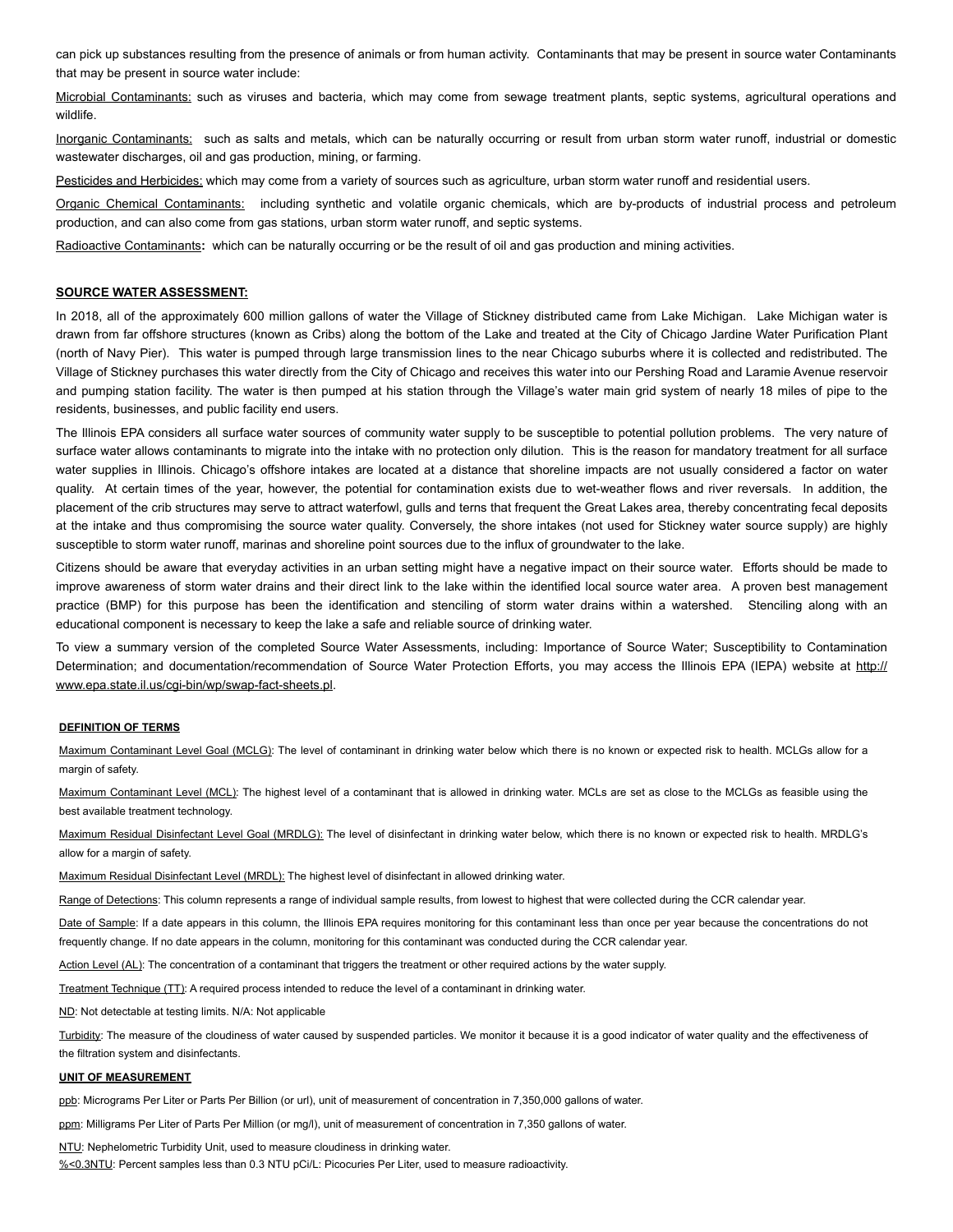can pick up substances resulting from the presence of animals or from human activity. Contaminants that may be present in source water Contaminants that may be present in source water include:

Microbial Contaminants: such as viruses and bacteria, which may come from sewage treatment plants, septic systems, agricultural operations and wildlife.

Inorganic Contaminants: such as salts and metals, which can be naturally occurring or result from urban storm water runoff, industrial or domestic wastewater discharges, oil and gas production, mining, or farming.

Pesticides and Herbicides: which may come from a variety of sources such as agriculture, urban storm water runoff and residential users.

Organic Chemical Contaminants: including synthetic and volatile organic chemicals, which are by-products of industrial process and petroleum production, and can also come from gas stations, urban storm water runoff, and septic systems.

Radioactive Contaminants**:** which can be naturally occurring or be the result of oil and gas production and mining activities.

**SOURCE WATER ASSESSMENT:**

In 2018, all of the approximately 600 million gallons of water the Village of Stickney distributed came from Lake Michigan. Lake Michigan water is drawn from far offshore structures (known as Cribs) along the bottom of the Lake and treated at the City of Chicago Jardine Water Purification Plant (north of Navy Pier). This water is pumped through large transmission lines to the near Chicago suburbs where it is collected and redistributed. The Village of Stickney purchases this water directly from the City of Chicago and receives this water into our Pershing Road and Laramie Avenue reservoir and pumping station facility. The water is then pumped at his station through the Village's water main grid system of nearly 18 miles of pipe to the residents, businesses, and public facility end users.

The Illinois EPA considers all surface water sources of community water supply to be susceptible to potential pollution problems. The very nature of surface water allows contaminants to migrate into the intake with no protection only dilution. This is the reason for mandatory treatment for all surface water supplies in Illinois. Chicago's offshore intakes are located at a distance that shoreline impacts are not usually considered a factor on water quality. At certain times of the year, however, the potential for contamination exists due to wet-weather flows and river reversals. In addition, the placement of the crib structures may serve to attract waterfowl, gulls and terns that frequent the Great Lakes area, thereby concentrating fecal deposits at the intake and thus compromising the source water quality. Conversely, the shore intakes (not used for Stickney water source supply) are highly susceptible to storm water runoff, marinas and shoreline point sources due to the influx of groundwater to the lake.

Citizens should be aware that everyday activities in an urban setting might have a negative impact on their source water. Efforts should be made to improve awareness of storm water drains and their direct link to the lake within the identified local source water area. A proven best management practice (BMP) for this purpose has been the identification and stenciling of storm water drains within a watershed. Stenciling along with an educational component is necessary to keep the lake a safe and reliable source of drinking water.

To view a summary version of the completed Source Water Assessments, including: Importance of Source Water; Susceptibility to Contamination Determination; and documentation/recommendation of Source Water Protection Efforts, you may access the Illinois EPA (IEPA) website at http://www.epa.state.il.us/cgi-bin/wp/swap-fact-sheets.pl.

**DEFINITION OF TERMS**

Maximum Contaminant Level Goal (MCLG): The level of contaminant in drinking water below which there is no known or expected risk to health. MCLGs allow for a margin of safety.

Maximum Contaminant Level (MCL): The highest level of a contaminant that is allowed in drinking water. MCLs are set as close to the MCLGs as feasible using the best available treatment technology.

Maximum Residual Disinfectant Level Goal (MRDLG): The level of disinfectant in drinking water below, which there is no known or expected risk to health. MRDLG's allow for a margin of safety.

Maximum Residual Disinfectant Level (MRDL): The highest level of disinfectant in allowed drinking water.

Range of Detections: This column represents a range of individual sample results, from lowest to highest that were collected during the CCR calendar year.

Date of Sample: If a date appears in this column, the Illinois EPA requires monitoring for this contaminant less than once per year because the concentrations do not frequently change. If no date appears in the column, monitoring for this contaminant was conducted during the CCR calendar year.

Action Level (AL): The concentration of a contaminant that triggers the treatment or other required actions by the water supply.

Treatment Technique (TT): A required process intended to reduce the level of a contaminant in drinking water.

ND: Not detectable at testing limits. N/A: Not applicable

Turbidity: The measure of the cloudiness of water caused by suspended particles. We monitor it because it is a good indicator of water quality and the effectiveness of the filtration system and disinfectants.

**UNIT OF MEASUREMENT**

ppb: Micrograms Per Liter or Parts Per Billion (or url), unit of measurement of concentration in 7,350,000 gallons of water.

ppm: Milligrams Per Liter of Parts Per Million (or mg/l), unit of measurement of concentration in 7,350 gallons of water.

NTU: Nephelometric Turbidity Unit, used to measure cloudiness in drinking water.

%<0.3NTU: Percent samples less than 0.3 NTU pCi/L: Picocuries Per Liter, used to measure radioactivity.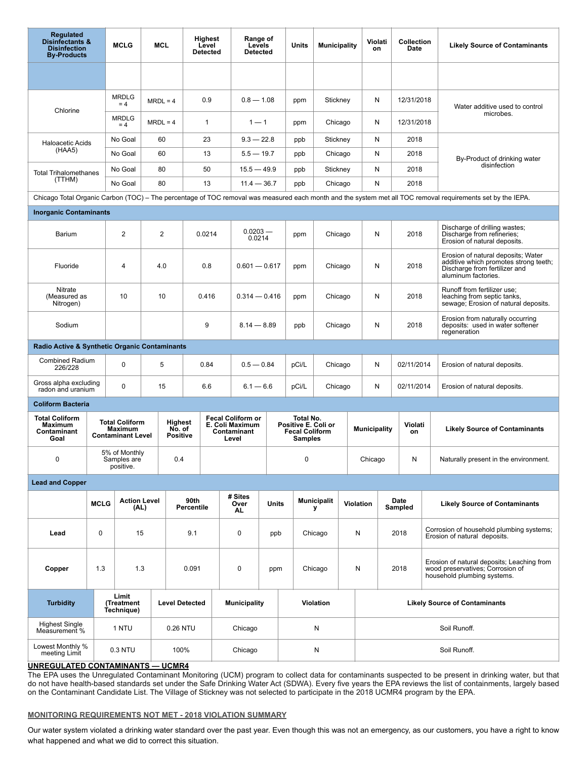| Regulated Disinfectants & Disinfection By-Products | MCLG | MCL | Highest Level Detected | Range of Levels Detected | Units | Municipality | Violation | Collection Date | Likely Source of Contaminants |
|---|---|---|---|---|---|---|---|---|---|
| | | | | | | | | | |
| Chlorine | MRDLG = 4 | MRDL = 4 | 0.9 | 0.8 — 1.08 | ppm | Stickney | N | 12/31/2018 | Water additive used to control microbes. |
| | MRDLG = 4 | MRDL = 4 | 1 | 1 — 1 | ppm | Chicago | N | 12/31/2018 | |
| Haloacetic Acids (HAA5) | No Goal | 60 | 23 | 9.3 — 22.8 | ppb | Stickney | N | 2018 | By-Product of drinking water disinfection |
| | No Goal | 60 | 13 | 5.5 — 19.7 | ppb | Chicago | N | 2018 | |
| Total Trihalomethanes (TTHM) | No Goal | 80 | 50 | 15.5 — 49.9 | ppb | Stickney | N | 2018 | |
| | No Goal | 80 | 13 | 11.4 — 36.7 | ppb | Chicago | N | 2018 | |
| Chicago Total Organic Carbon (TOC) – The percentage of TOC removal was measured each month and the system met all TOC removal requirements set by the IEPA. | | | | | | | | | |
| **Inorganic Contaminants** | | | | | | | | | |
| Barium | 2 | 2 | 0.0214 | 0.0203 — 0.0214 | ppm | Chicago | N | 2018 | Discharge of drilling wastes; Discharge from refineries; Erosion of natural deposits. |
| Fluoride | 4 | 4.0 | 0.8 | 0.601 — 0.617 | ppm | Chicago | N | 2018 | Erosion of natural deposits; Water additive which promotes strong teeth; Discharge from fertilizer and aluminum factories. |
| Nitrate (Measured as Nitrogen) | 10 | 10 | 0.416 | 0.314 — 0.416 | ppm | Chicago | N | 2018 | Runoff from fertilizer use; leaching from septic tanks, sewage; Erosion of natural deposits. |
| Sodium | | | 9 | 8.14 — 8.89 | ppb | Chicago | N | 2018 | Erosion from naturally occurring deposits: used in water softener regeneration |
| **Radio Active & Synthetic Organic Contaminants** | | | | | | | | | |
| Combined Radium 226/228 | 0 | 5 | 0.84 | 0.5 — 0.84 | pCi/L | Chicago | N | 02/11/2014 | Erosion of natural deposits. |
| Gross alpha excluding radon and uranium | 0 | 15 | 6.6 | 6.1 — 6.6 | pCi/L | Chicago | N | 02/11/2014 | Erosion of natural deposits. |

**Coliform Bacteria**

| Total Coliform Maximum Contaminant Goal | Total Coliform Maximum Contaminant Level | Highest No. of Positive | Fecal Coliform or E. Coli Maximum Contaminant Level | Total No. Positive E. Coli or Fecal Coliform Samples | Municipality | Violation | Likely Source of Contaminants |
|---|---|---|---|---|---|---|---|
| 0 | 5% of Monthly Samples are positive. | 0.4 | | 0 | Chicago | N | Naturally present in the environment. |

**Lead and Copper**

| | MCLG | Action Level (AL) | 90th Percentile | # Sites Over AL | Units | Municipality | Violation | Date Sampled | Likely Source of Contaminants |
|---|---|---|---|---|---|---|---|---|---|
| **Lead** | 0 | 15 | 9.1 | 0 | ppb | Chicago | N | 2018 | Corrosion of household plumbing systems; Erosion of natural deposits. |
| **Copper** | 1.3 | 1.3 | 0.091 | 0 | ppm | Chicago | N | 2018 | Erosion of natural deposits; Leaching from wood preservatives; Corrosion of household plumbing systems. |

| Turbidity | Limit (Treatment Technique) | Level Detected | Municipality | Violation | Likely Source of Contaminants |
|---|---|---|---|---|---|
| Highest Single Measurement % | 1 NTU | 0.26 NTU | Chicago | N | Soil Runoff. |
| Lowest Monthly % meeting Limit | 0.3 NTU | 100% | Chicago | N | Soil Runoff. |

**UNREGULATED CONTAMINANTS — UCMR4**

The EPA uses the Unregulated Contaminant Monitoring (UCM) program to collect data for contaminants suspected to be present in drinking water, but that do not have health-based standards set under the Safe Drinking Water Act (SDWA). Every five years the EPA reviews the list of containments, largely based on the Contaminant Candidate List. The Village of Stickney was not selected to participate in the 2018 UCMR4 program by the EPA.

**MONITORING REQUIREMENTS NOT MET - 2018 VIOLATION SUMMARY**

Our water system violated a drinking water standard over the past year. Even though this was not an emergency, as our customers, you have a right to know what happened and what we did to correct this situation.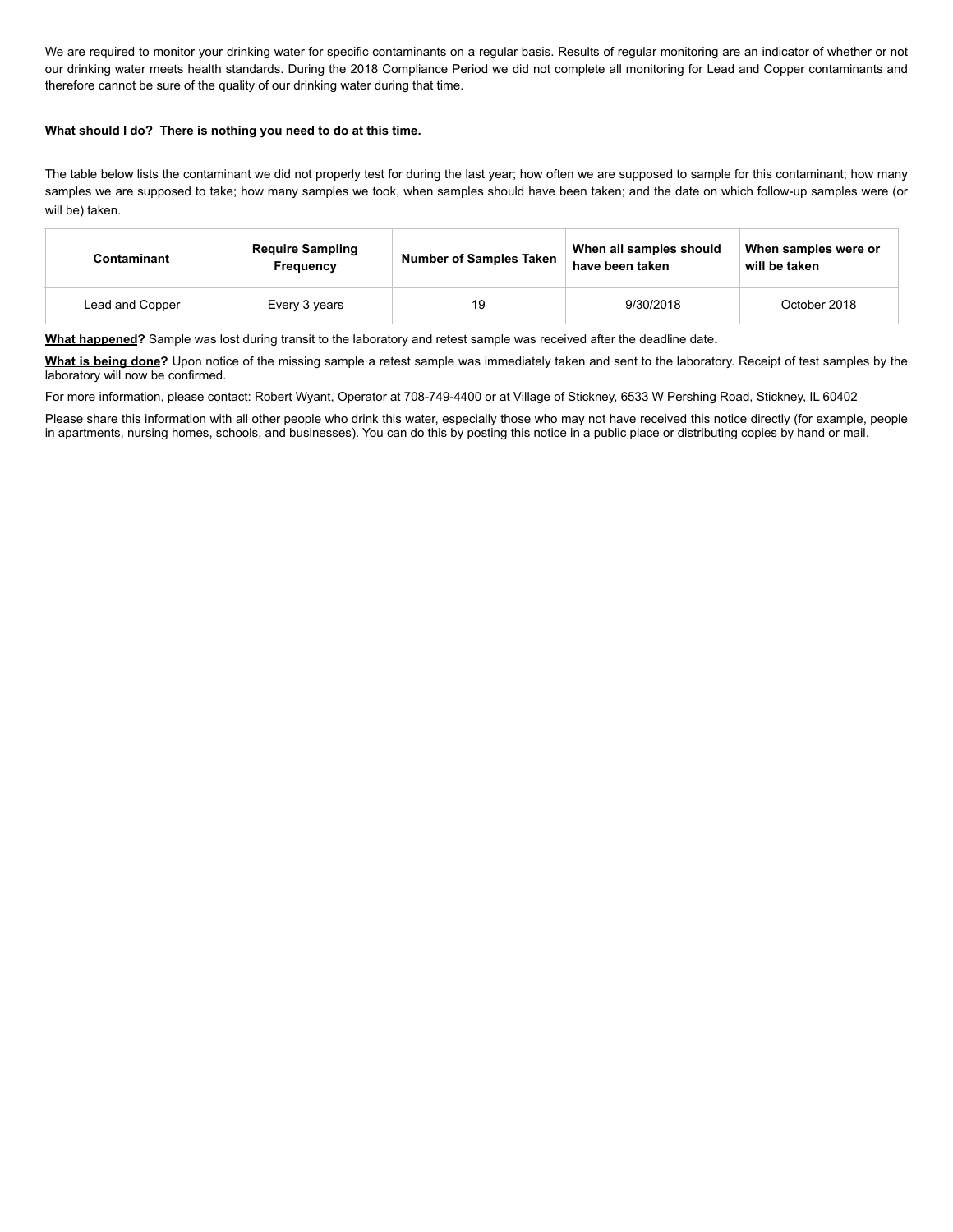We are required to monitor your drinking water for specific contaminants on a regular basis. Results of regular monitoring are an indicator of whether or not our drinking water meets health standards. During the 2018 Compliance Period we did not complete all monitoring for Lead and Copper contaminants and therefore cannot be sure of the quality of our drinking water during that time.

**What should I do? There is nothing you need to do at this time.**

The table below lists the contaminant we did not properly test for during the last year; how often we are supposed to sample for this contaminant; how many samples we are supposed to take; how many samples we took, when samples should have been taken; and the date on which follow-up samples were (or will be) taken.

| Contaminant | Require Sampling Frequency | Number of Samples Taken | When all samples should have been taken | When samples were or will be taken |
|---|---|---|---|---|
| Lead and Copper | Every 3 years | 19 | 9/30/2018 | October 2018 |

**What happened?** Sample was lost during transit to the laboratory and retest sample was received after the deadline date**.**

**What is being done?** Upon notice of the missing sample a retest sample was immediately taken and sent to the laboratory. Receipt of test samples by the laboratory will now be confirmed.

For more information, please contact: Robert Wyant, Operator at 708-749-4400 or at Village of Stickney, 6533 W Pershing Road, Stickney, IL 60402

Please share this information with all other people who drink this water, especially those who may not have received this notice directly (for example, people in apartments, nursing homes, schools, and businesses). You can do this by posting this notice in a public place or distributing copies by hand or mail.